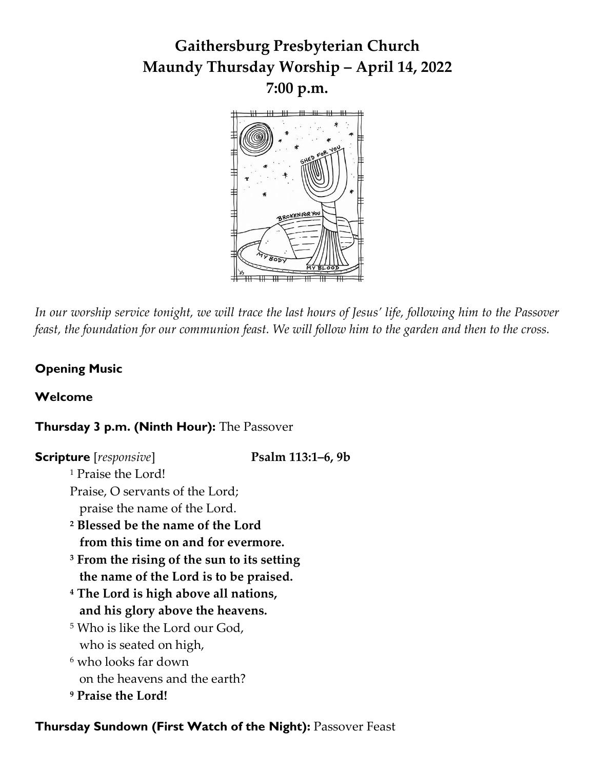# Gaithersburg Presbyterian Church
# Maundy Thursday Worship – April 14, 2022
# 7:00 p.m.

*In our worship service tonight, we will trace the last hours of Jesus' life, following him to the Passover feast, the foundation for our communion feast. We will follow him to the garden and then to the cross.*

**Opening Music**

**Welcome**

**Thursday 3 p.m. (Ninth Hour):** The Passover

**Scripture** [*responsive*] **Psalm 113:1–6, 9b**

[1] Praise the Lord!
Praise, O servants of the Lord;
praise the name of the Lord.
**[2] Blessed be the name of the Lord**
**from this time on and for evermore.**
**[3] From the rising of the sun to its setting**
**the name of the Lord is to be praised.**
**[4] The Lord is high above all nations,**
**and his glory above the heavens.**
[5] Who is like the Lord our God,
who is seated on high,
[6] who looks far down
on the heavens and the earth?
**[9] Praise the Lord!**

**Thursday Sundown (First Watch of the Night):** Passover Feast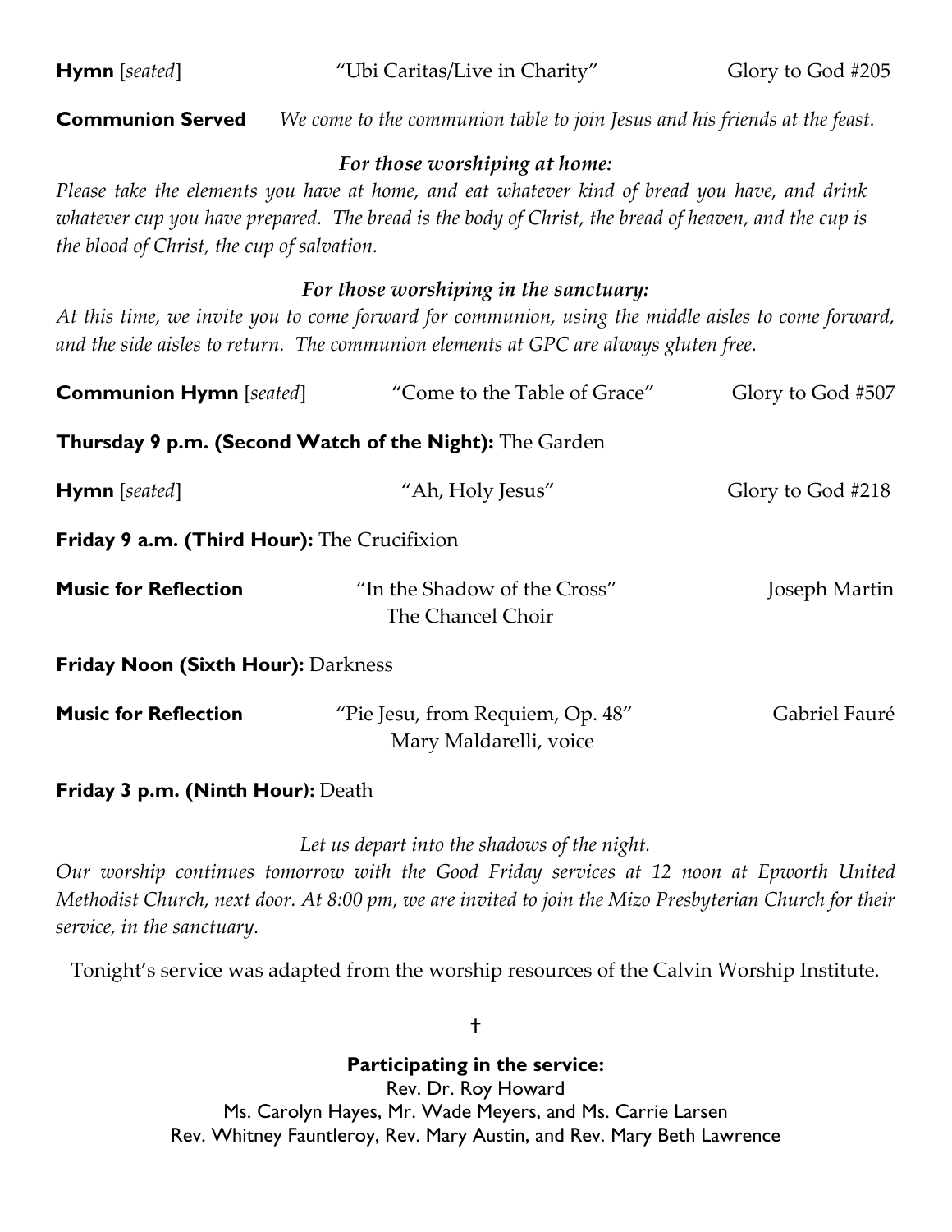**Hymn** [*seated*] "Ubi Caritas/Live in Charity" Glory to God #205

**Communion Served** *We come to the communion table to join Jesus and his friends at the feast.*

***For those worshiping at home:***

*Please take the elements you have at home, and eat whatever kind of bread you have, and drink whatever cup you have prepared. The bread is the body of Christ, the bread of heaven, and the cup is the blood of Christ, the cup of salvation.*

***For those worshiping in the sanctuary:***

*At this time, we invite you to come forward for communion, using the middle aisles to come forward, and the side aisles to return. The communion elements at GPC are always gluten free.*

**Communion Hymn** [*seated*] "Come to the Table of Grace" Glory to God #507

**Thursday 9 p.m. (Second Watch of the Night):** The Garden

**Hymn** [*seated*] "Ah, Holy Jesus" Glory to God #218

**Friday 9 a.m. (Third Hour):** The Crucifixion

**Music for Reflection** "In the Shadow of the Cross" Joseph Martin
The Chancel Choir

**Friday Noon (Sixth Hour):** Darkness

**Music for Reflection** "Pie Jesu, from Requiem, Op. 48" Gabriel Fauré
Mary Maldarelli, voice

**Friday 3 p.m. (Ninth Hour):** Death

*Let us depart into the shadows of the night.*

*Our worship continues tomorrow with the Good Friday services at 12 noon at Epworth United Methodist Church, next door. At 8:00 pm, we are invited to join the Mizo Presbyterian Church for their service, in the sanctuary.*

Tonight's service was adapted from the worship resources of the Calvin Worship Institute.

†

**Participating in the service:**

Rev. Dr. Roy Howard
Ms. Carolyn Hayes, Mr. Wade Meyers, and Ms. Carrie Larsen
Rev. Whitney Fauntleroy, Rev. Mary Austin, and Rev. Mary Beth Lawrence